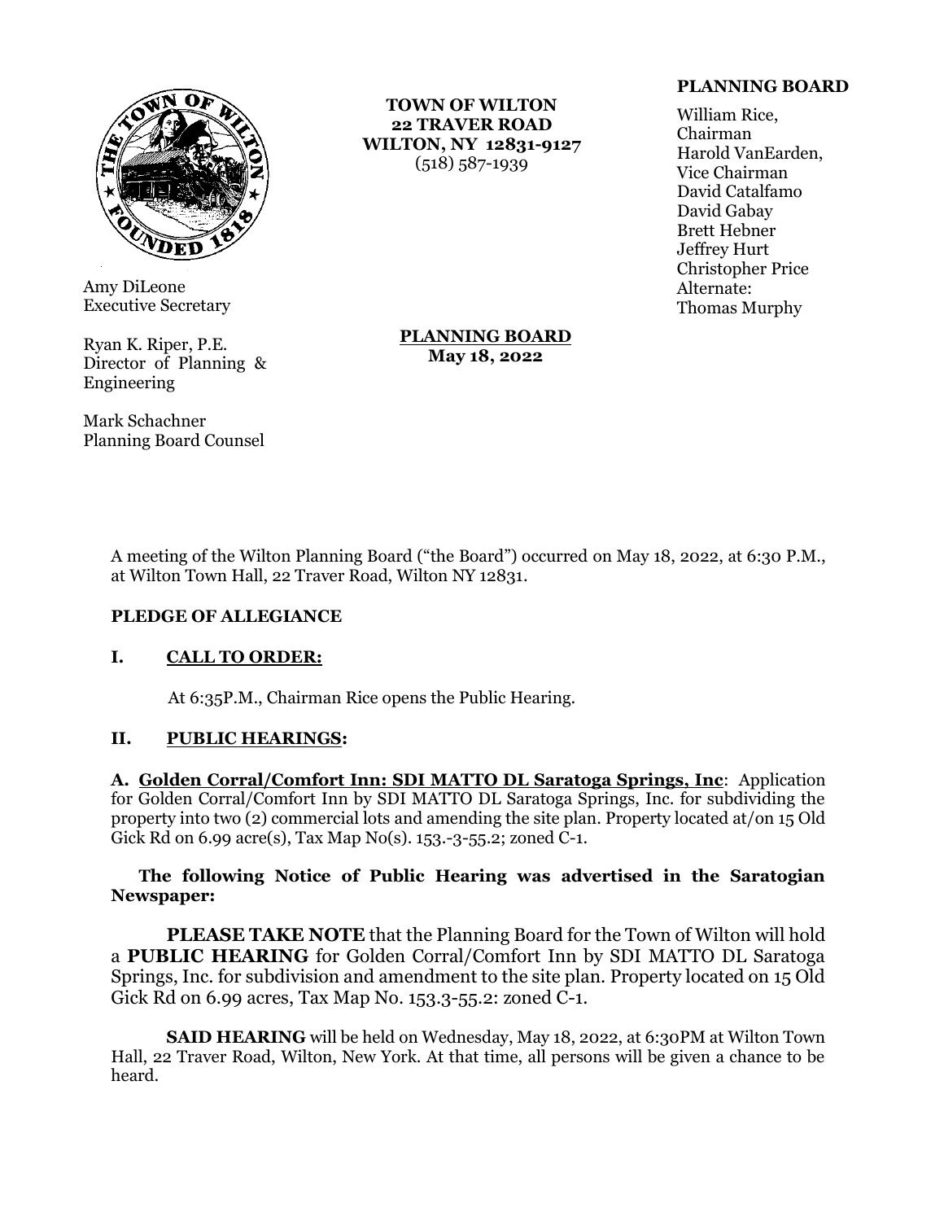Amy DiLeone
Executive Secretary

Ryan K. Riper, P.E.
Director of Planning & Engineering

Mark Schachner
Planning Board Counsel

**TOWN OF WILTON**
**22 TRAVER ROAD**
**WILTON, NY 12831-9127**
(518) 587-1939

**PLANNING BOARD**

William Rice,
Chairman
Harold VanEarden,
Vice Chairman
David Catalfamo
David Gabay
Brett Hebner
Jeffrey Hurt
Christopher Price
Alternate:
Thomas Murphy

**PLANNING BOARD**
**May 18, 2022**

A meeting of the Wilton Planning Board ("the Board") occurred on May 18, 2022, at 6:30 P.M., at Wilton Town Hall, 22 Traver Road, Wilton NY 12831.

**PLEDGE OF ALLEGIANCE**

## I. CALL TO ORDER:

At 6:35P.M., Chairman Rice opens the Public Hearing.

## II. PUBLIC HEARINGS:

**A. Golden Corral/Comfort Inn: SDI MATTO DL Saratoga Springs, Inc**: Application for Golden Corral/Comfort Inn by SDI MATTO DL Saratoga Springs, Inc. for subdividing the property into two (2) commercial lots and amending the site plan. Property located at/on 15 Old Gick Rd on 6.99 acre(s), Tax Map No(s). 153.-3-55.2; zoned C-1.

**The following Notice of Public Hearing was advertised in the Saratogian Newspaper:**

**PLEASE TAKE NOTE** that the Planning Board for the Town of Wilton will hold a **PUBLIC HEARING** for Golden Corral/Comfort Inn by SDI MATTO DL Saratoga Springs, Inc. for subdivision and amendment to the site plan. Property located on 15 Old Gick Rd on 6.99 acres, Tax Map No. 153.3-55.2: zoned C-1.

**SAID HEARING** will be held on Wednesday, May 18, 2022, at 6:30PM at Wilton Town Hall, 22 Traver Road, Wilton, New York. At that time, all persons will be given a chance to be heard.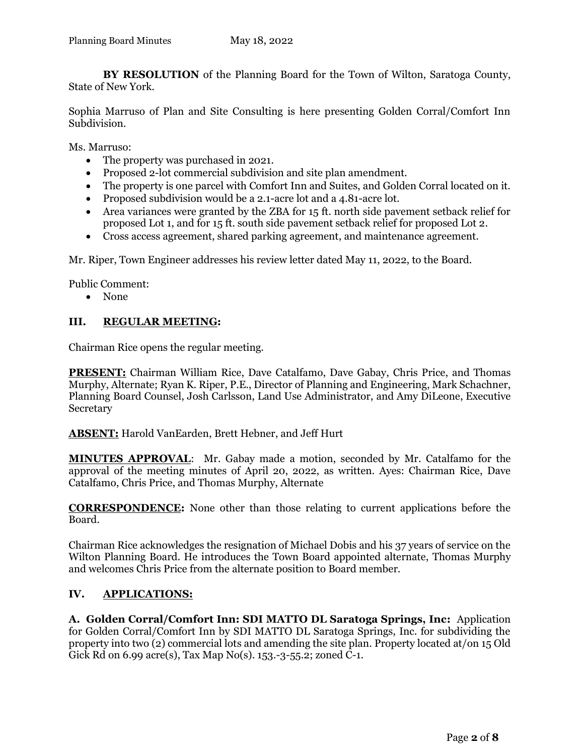**BY RESOLUTION** of the Planning Board for the Town of Wilton, Saratoga County, State of New York.

Sophia Marruso of Plan and Site Consulting is here presenting Golden Corral/Comfort Inn Subdivision.

Ms. Marruso:

- The property was purchased in 2021.
- Proposed 2-lot commercial subdivision and site plan amendment.
- The property is one parcel with Comfort Inn and Suites, and Golden Corral located on it.
- Proposed subdivision would be a 2.1-acre lot and a 4.81-acre lot.
- Area variances were granted by the ZBA for 15 ft. north side pavement setback relief for proposed Lot 1, and for 15 ft. south side pavement setback relief for proposed Lot 2.
- Cross access agreement, shared parking agreement, and maintenance agreement.

Mr. Riper, Town Engineer addresses his review letter dated May 11, 2022, to the Board.

Public Comment:

- None

## III. REGULAR MEETING:

Chairman Rice opens the regular meeting.

**PRESENT:** Chairman William Rice, Dave Catalfamo, Dave Gabay, Chris Price, and Thomas Murphy, Alternate; Ryan K. Riper, P.E., Director of Planning and Engineering, Mark Schachner, Planning Board Counsel, Josh Carlsson, Land Use Administrator, and Amy DiLeone, Executive Secretary

**ABSENT:** Harold VanEarden, Brett Hebner, and Jeff Hurt

**MINUTES APPROVAL**: Mr. Gabay made a motion, seconded by Mr. Catalfamo for the approval of the meeting minutes of April 20, 2022, as written. Ayes: Chairman Rice, Dave Catalfamo, Chris Price, and Thomas Murphy, Alternate

**CORRESPONDENCE:** None other than those relating to current applications before the Board.

Chairman Rice acknowledges the resignation of Michael Dobis and his 37 years of service on the Wilton Planning Board. He introduces the Town Board appointed alternate, Thomas Murphy and welcomes Chris Price from the alternate position to Board member.

## IV. APPLICATIONS:

**A. Golden Corral/Comfort Inn: SDI MATTO DL Saratoga Springs, Inc:** Application for Golden Corral/Comfort Inn by SDI MATTO DL Saratoga Springs, Inc. for subdividing the property into two (2) commercial lots and amending the site plan. Property located at/on 15 Old Gick Rd on 6.99 acre(s), Tax Map No(s). 153.-3-55.2; zoned C-1.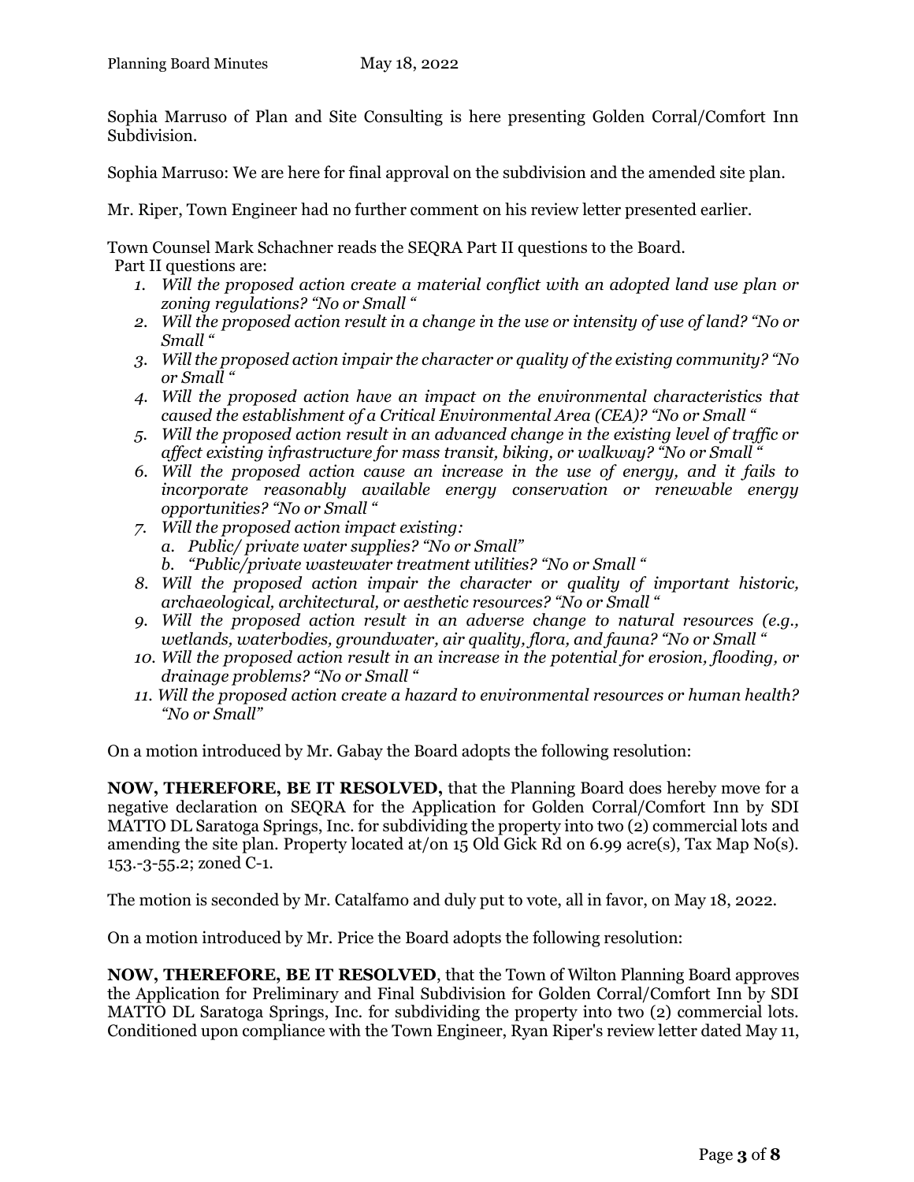Sophia Marruso of Plan and Site Consulting is here presenting Golden Corral/Comfort Inn Subdivision.

Sophia Marruso: We are here for final approval on the subdivision and the amended site plan.

Mr. Riper, Town Engineer had no further comment on his review letter presented earlier.

Town Counsel Mark Schachner reads the SEQRA Part II questions to the Board.
Part II questions are:

1. *Will the proposed action create a material conflict with an adopted land use plan or zoning regulations? "No or Small "*
2. *Will the proposed action result in a change in the use or intensity of use of land? "No or Small "*
3. *Will the proposed action impair the character or quality of the existing community? "No or Small "*
4. *Will the proposed action have an impact on the environmental characteristics that caused the establishment of a Critical Environmental Area (CEA)? "No or Small "*
5. *Will the proposed action result in an advanced change in the existing level of traffic or affect existing infrastructure for mass transit, biking, or walkway? "No or Small "*
6. *Will the proposed action cause an increase in the use of energy, and it fails to incorporate reasonably available energy conservation or renewable energy opportunities? "No or Small "*
7. *Will the proposed action impact existing:*
   a. *Public/ private water supplies? "No or Small"*
   b. *"Public/private wastewater treatment utilities? "No or Small "*
8. *Will the proposed action impair the character or quality of important historic, archaeological, architectural, or aesthetic resources? "No or Small "*
9. *Will the proposed action result in an adverse change to natural resources (e.g., wetlands, waterbodies, groundwater, air quality, flora, and fauna? "No or Small "*
10. *Will the proposed action result in an increase in the potential for erosion, flooding, or drainage problems? "No or Small "*
11. *Will the proposed action create a hazard to environmental resources or human health? "No or Small"*

On a motion introduced by Mr. Gabay the Board adopts the following resolution:

**NOW, THEREFORE, BE IT RESOLVED,** that the Planning Board does hereby move for a negative declaration on SEQRA for the Application for Golden Corral/Comfort Inn by SDI MATTO DL Saratoga Springs, Inc. for subdividing the property into two (2) commercial lots and amending the site plan. Property located at/on 15 Old Gick Rd on 6.99 acre(s), Tax Map No(s). 153.-3-55.2; zoned C-1.

The motion is seconded by Mr. Catalfamo and duly put to vote, all in favor, on May 18, 2022.

On a motion introduced by Mr. Price the Board adopts the following resolution:

**NOW, THEREFORE, BE IT RESOLVED**, that the Town of Wilton Planning Board approves the Application for Preliminary and Final Subdivision for Golden Corral/Comfort Inn by SDI MATTO DL Saratoga Springs, Inc. for subdividing the property into two (2) commercial lots. Conditioned upon compliance with the Town Engineer, Ryan Riper's review letter dated May 11,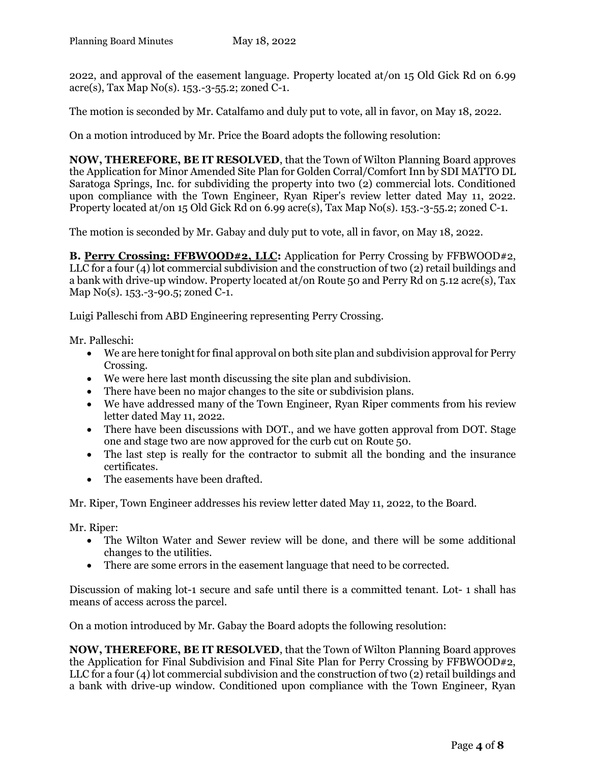2022, and approval of the easement language. Property located at/on 15 Old Gick Rd on 6.99 acre(s), Tax Map No(s). 153.-3-55.2; zoned C-1.

The motion is seconded by Mr. Catalfamo and duly put to vote, all in favor, on May 18, 2022.

On a motion introduced by Mr. Price the Board adopts the following resolution:

**NOW, THEREFORE, BE IT RESOLVED**, that the Town of Wilton Planning Board approves the Application for Minor Amended Site Plan for Golden Corral/Comfort Inn by SDI MATTO DL Saratoga Springs, Inc. for subdividing the property into two (2) commercial lots. Conditioned upon compliance with the Town Engineer, Ryan Riper's review letter dated May 11, 2022. Property located at/on 15 Old Gick Rd on 6.99 acre(s), Tax Map No(s). 153.-3-55.2; zoned C-1.

The motion is seconded by Mr. Gabay and duly put to vote, all in favor, on May 18, 2022.

**B. Perry Crossing: FFBWOOD#2, LLC:** Application for Perry Crossing by FFBWOOD#2, LLC for a four (4) lot commercial subdivision and the construction of two (2) retail buildings and a bank with drive-up window. Property located at/on Route 50 and Perry Rd on 5.12 acre(s), Tax Map No(s). 153.-3-90.5; zoned C-1.

Luigi Palleschi from ABD Engineering representing Perry Crossing.

Mr. Palleschi:

- We are here tonight for final approval on both site plan and subdivision approval for Perry Crossing.
- We were here last month discussing the site plan and subdivision.
- There have been no major changes to the site or subdivision plans.
- We have addressed many of the Town Engineer, Ryan Riper comments from his review letter dated May 11, 2022.
- There have been discussions with DOT., and we have gotten approval from DOT. Stage one and stage two are now approved for the curb cut on Route 50.
- The last step is really for the contractor to submit all the bonding and the insurance certificates.
- The easements have been drafted.

Mr. Riper, Town Engineer addresses his review letter dated May 11, 2022, to the Board.

Mr. Riper:

- The Wilton Water and Sewer review will be done, and there will be some additional changes to the utilities.
- There are some errors in the easement language that need to be corrected.

Discussion of making lot-1 secure and safe until there is a committed tenant. Lot- 1 shall has means of access across the parcel.

On a motion introduced by Mr. Gabay the Board adopts the following resolution:

**NOW, THEREFORE, BE IT RESOLVED**, that the Town of Wilton Planning Board approves the Application for Final Subdivision and Final Site Plan for Perry Crossing by FFBWOOD#2, LLC for a four (4) lot commercial subdivision and the construction of two (2) retail buildings and a bank with drive-up window. Conditioned upon compliance with the Town Engineer, Ryan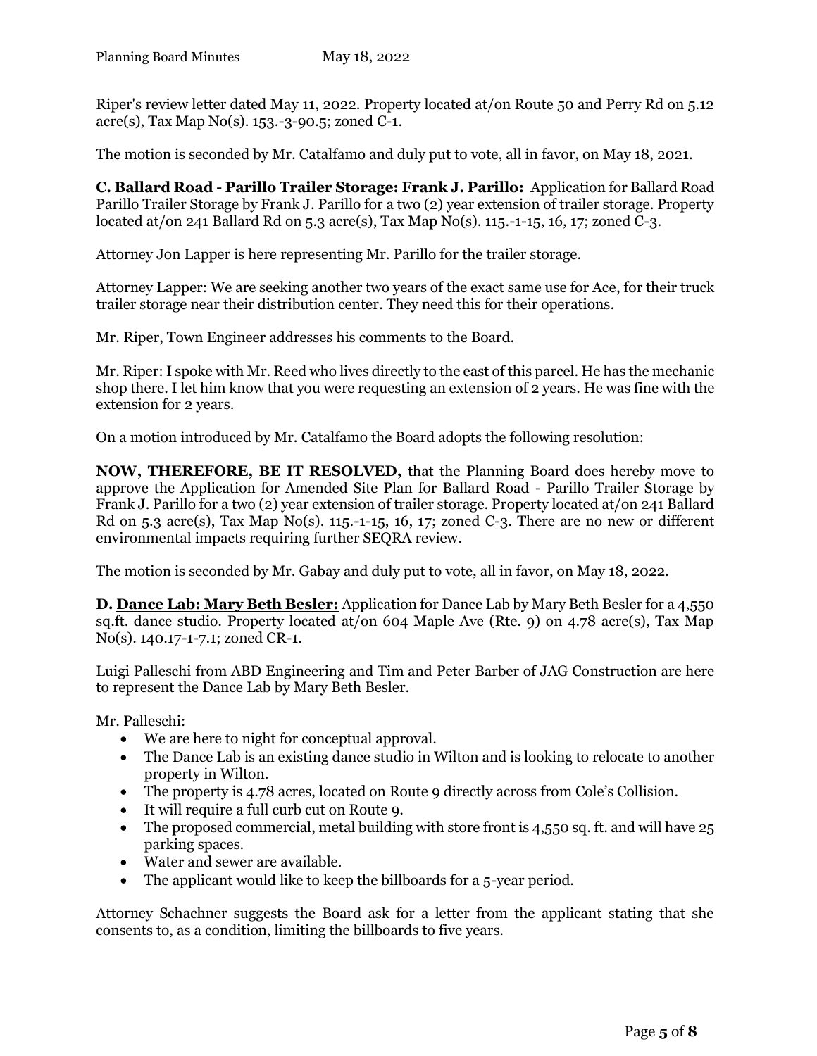Riper's review letter dated May 11, 2022. Property located at/on Route 50 and Perry Rd on 5.12 acre(s), Tax Map No(s). 153.-3-90.5; zoned C-1.

The motion is seconded by Mr. Catalfamo and duly put to vote, all in favor, on May 18, 2021.

**C. Ballard Road - Parillo Trailer Storage: Frank J. Parillo:** Application for Ballard Road Parillo Trailer Storage by Frank J. Parillo for a two (2) year extension of trailer storage. Property located at/on 241 Ballard Rd on 5.3 acre(s), Tax Map No(s). 115.-1-15, 16, 17; zoned C-3.

Attorney Jon Lapper is here representing Mr. Parillo for the trailer storage.

Attorney Lapper: We are seeking another two years of the exact same use for Ace, for their truck trailer storage near their distribution center. They need this for their operations.

Mr. Riper, Town Engineer addresses his comments to the Board.

Mr. Riper: I spoke with Mr. Reed who lives directly to the east of this parcel. He has the mechanic shop there. I let him know that you were requesting an extension of 2 years. He was fine with the extension for 2 years.

On a motion introduced by Mr. Catalfamo the Board adopts the following resolution:

**NOW, THEREFORE, BE IT RESOLVED,** that the Planning Board does hereby move to approve the Application for Amended Site Plan for Ballard Road - Parillo Trailer Storage by Frank J. Parillo for a two (2) year extension of trailer storage. Property located at/on 241 Ballard Rd on 5.3 acre(s), Tax Map No(s). 115.-1-15, 16, 17; zoned C-3. There are no new or different environmental impacts requiring further SEQRA review.

The motion is seconded by Mr. Gabay and duly put to vote, all in favor, on May 18, 2022.

**D. <u>Dance Lab: Mary Beth Besler:</u>** Application for Dance Lab by Mary Beth Besler for a 4,550 sq.ft. dance studio. Property located at/on 604 Maple Ave (Rte. 9) on 4.78 acre(s), Tax Map No(s). 140.17-1-7.1; zoned CR-1.

Luigi Palleschi from ABD Engineering and Tim and Peter Barber of JAG Construction are here to represent the Dance Lab by Mary Beth Besler.

Mr. Palleschi:

- We are here to night for conceptual approval.
- The Dance Lab is an existing dance studio in Wilton and is looking to relocate to another property in Wilton.
- The property is 4.78 acres, located on Route 9 directly across from Cole's Collision.
- It will require a full curb cut on Route 9.
- The proposed commercial, metal building with store front is 4,550 sq. ft. and will have 25 parking spaces.
- Water and sewer are available.
- The applicant would like to keep the billboards for a 5-year period.

Attorney Schachner suggests the Board ask for a letter from the applicant stating that she consents to, as a condition, limiting the billboards to five years.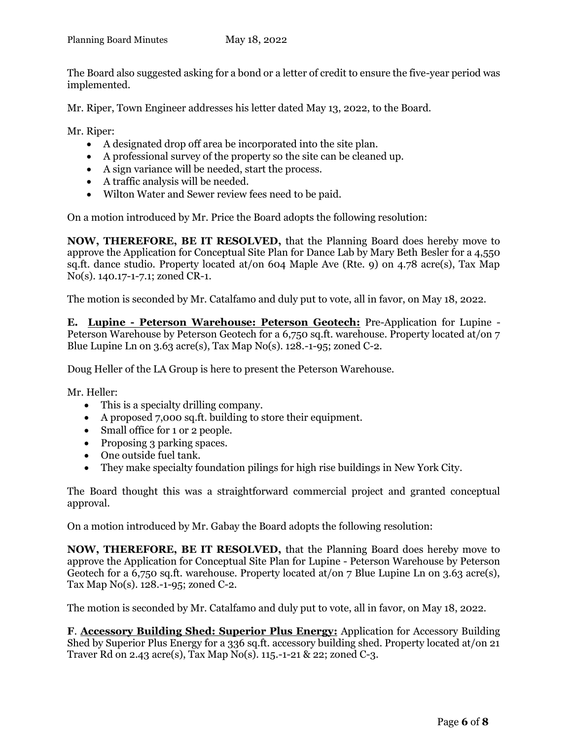The Board also suggested asking for a bond or a letter of credit to ensure the five-year period was implemented.

Mr. Riper, Town Engineer addresses his letter dated May 13, 2022, to the Board.

Mr. Riper:

- A designated drop off area be incorporated into the site plan.
- A professional survey of the property so the site can be cleaned up.
- A sign variance will be needed, start the process.
- A traffic analysis will be needed.
- Wilton Water and Sewer review fees need to be paid.

On a motion introduced by Mr. Price the Board adopts the following resolution:

**NOW, THEREFORE, BE IT RESOLVED,** that the Planning Board does hereby move to approve the Application for Conceptual Site Plan for Dance Lab by Mary Beth Besler for a 4,550 sq.ft. dance studio. Property located at/on 604 Maple Ave (Rte. 9) on 4.78 acre(s), Tax Map No(s). 140.17-1-7.1; zoned CR-1.

The motion is seconded by Mr. Catalfamo and duly put to vote, all in favor, on May 18, 2022.

**E. <u>Lupine - Peterson Warehouse: Peterson Geotech:</u>** Pre-Application for Lupine - Peterson Warehouse by Peterson Geotech for a 6,750 sq.ft. warehouse. Property located at/on 7 Blue Lupine Ln on 3.63 acre(s), Tax Map No(s). 128.-1-95; zoned C-2.

Doug Heller of the LA Group is here to present the Peterson Warehouse.

Mr. Heller:

- This is a specialty drilling company.
- A proposed 7,000 sq.ft. building to store their equipment.
- Small office for 1 or 2 people.
- Proposing 3 parking spaces.
- One outside fuel tank.
- They make specialty foundation pilings for high rise buildings in New York City.

The Board thought this was a straightforward commercial project and granted conceptual approval.

On a motion introduced by Mr. Gabay the Board adopts the following resolution:

**NOW, THEREFORE, BE IT RESOLVED,** that the Planning Board does hereby move to approve the Application for Conceptual Site Plan for Lupine - Peterson Warehouse by Peterson Geotech for a 6,750 sq.ft. warehouse. Property located at/on 7 Blue Lupine Ln on 3.63 acre(s), Tax Map No(s). 128.-1-95; zoned C-2.

The motion is seconded by Mr. Catalfamo and duly put to vote, all in favor, on May 18, 2022.

**F. <u>Accessory Building Shed: Superior Plus Energy:</u>** Application for Accessory Building Shed by Superior Plus Energy for a 336 sq.ft. accessory building shed. Property located at/on 21 Traver Rd on 2.43 acre(s), Tax Map No(s). 115.-1-21 & 22; zoned C-3.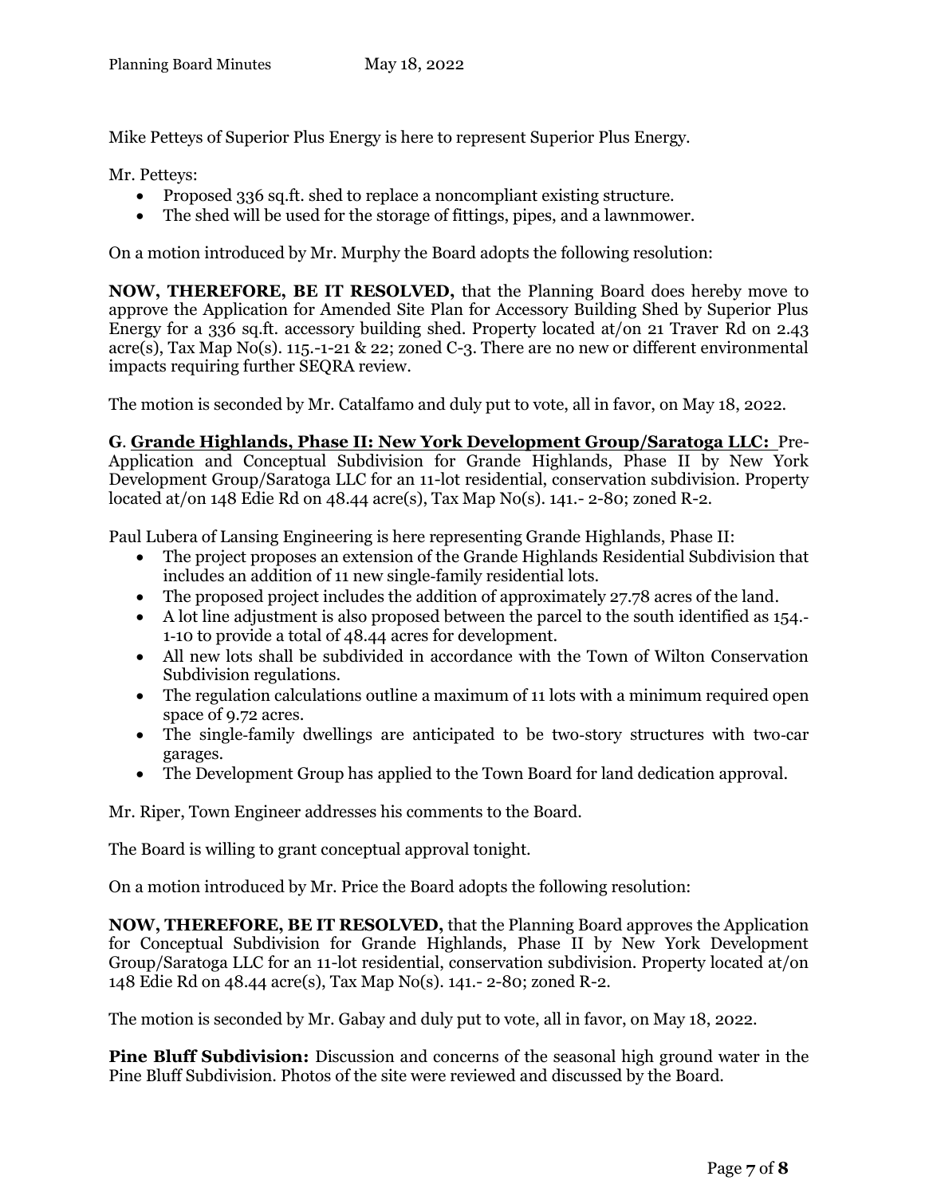Mike Petteys of Superior Plus Energy is here to represent Superior Plus Energy.

Mr. Petteys:

- Proposed 336 sq.ft. shed to replace a noncompliant existing structure.
- The shed will be used for the storage of fittings, pipes, and a lawnmower.

On a motion introduced by Mr. Murphy the Board adopts the following resolution:

**NOW, THEREFORE, BE IT RESOLVED,** that the Planning Board does hereby move to approve the Application for Amended Site Plan for Accessory Building Shed by Superior Plus Energy for a 336 sq.ft. accessory building shed. Property located at/on 21 Traver Rd on 2.43 acre(s), Tax Map No(s). 115.-1-21 & 22; zoned C-3. There are no new or different environmental impacts requiring further SEQRA review.

The motion is seconded by Mr. Catalfamo and duly put to vote, all in favor, on May 18, 2022.

**G**. **Grande Highlands, Phase II: New York Development Group/Saratoga LLC:** Pre-Application and Conceptual Subdivision for Grande Highlands, Phase II by New York Development Group/Saratoga LLC for an 11-lot residential, conservation subdivision. Property located at/on 148 Edie Rd on 48.44 acre(s), Tax Map No(s). 141.- 2-80; zoned R-2.

Paul Lubera of Lansing Engineering is here representing Grande Highlands, Phase II:

- The project proposes an extension of the Grande Highlands Residential Subdivision that includes an addition of 11 new single-family residential lots.
- The proposed project includes the addition of approximately 27.78 acres of the land.
- A lot line adjustment is also proposed between the parcel to the south identified as 154.-1-10 to provide a total of 48.44 acres for development.
- All new lots shall be subdivided in accordance with the Town of Wilton Conservation Subdivision regulations.
- The regulation calculations outline a maximum of 11 lots with a minimum required open space of 9.72 acres.
- The single-family dwellings are anticipated to be two-story structures with two-car garages.
- The Development Group has applied to the Town Board for land dedication approval.

Mr. Riper, Town Engineer addresses his comments to the Board.

The Board is willing to grant conceptual approval tonight.

On a motion introduced by Mr. Price the Board adopts the following resolution:

**NOW, THEREFORE, BE IT RESOLVED,** that the Planning Board approves the Application for Conceptual Subdivision for Grande Highlands, Phase II by New York Development Group/Saratoga LLC for an 11-lot residential, conservation subdivision. Property located at/on 148 Edie Rd on 48.44 acre(s), Tax Map No(s). 141.- 2-80; zoned R-2.

The motion is seconded by Mr. Gabay and duly put to vote, all in favor, on May 18, 2022.

**Pine Bluff Subdivision:** Discussion and concerns of the seasonal high ground water in the Pine Bluff Subdivision. Photos of the site were reviewed and discussed by the Board.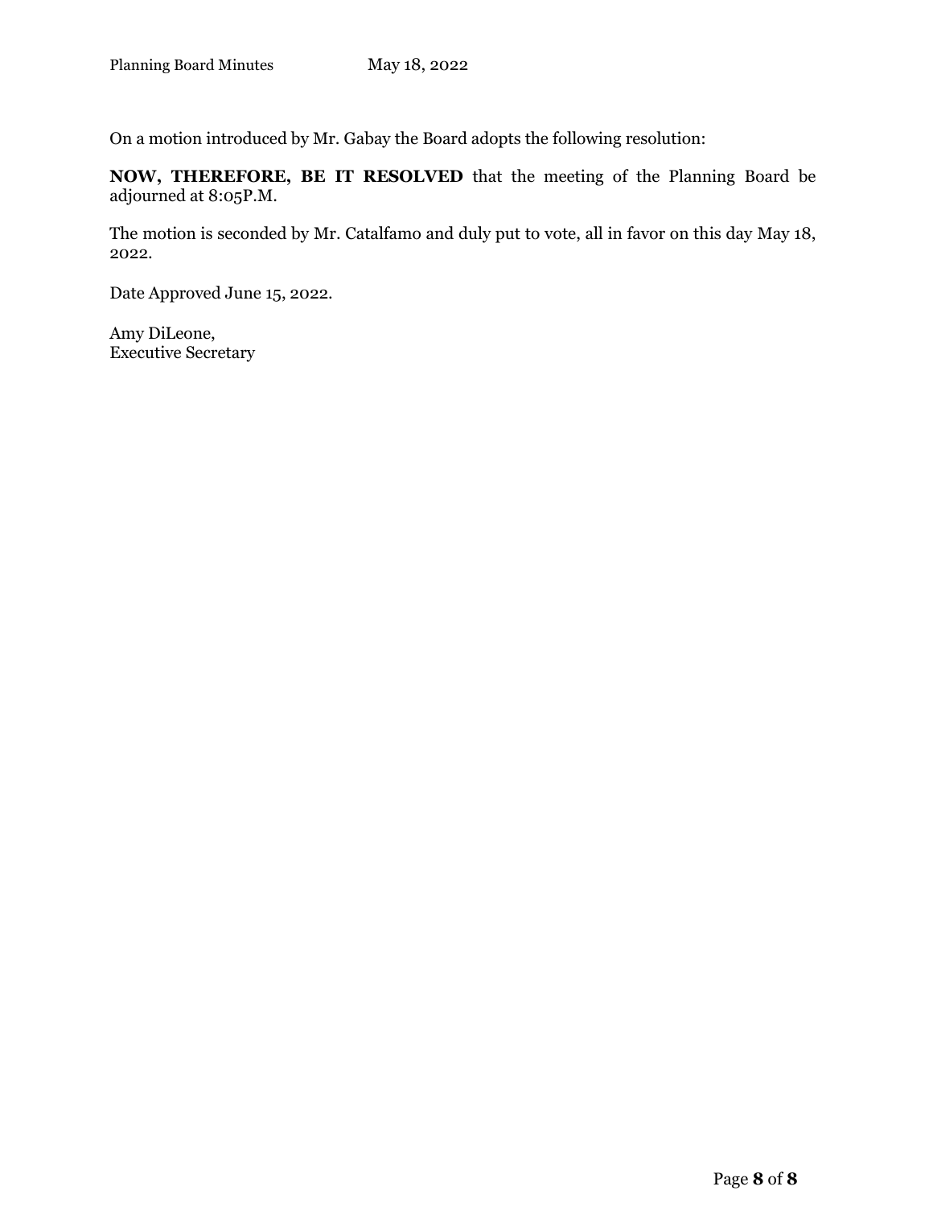On a motion introduced by Mr. Gabay the Board adopts the following resolution:

**NOW, THEREFORE, BE IT RESOLVED** that the meeting of the Planning Board be adjourned at 8:05P.M.

The motion is seconded by Mr. Catalfamo and duly put to vote, all in favor on this day May 18, 2022.

Date Approved June 15, 2022.

Amy DiLeone,
Executive Secretary